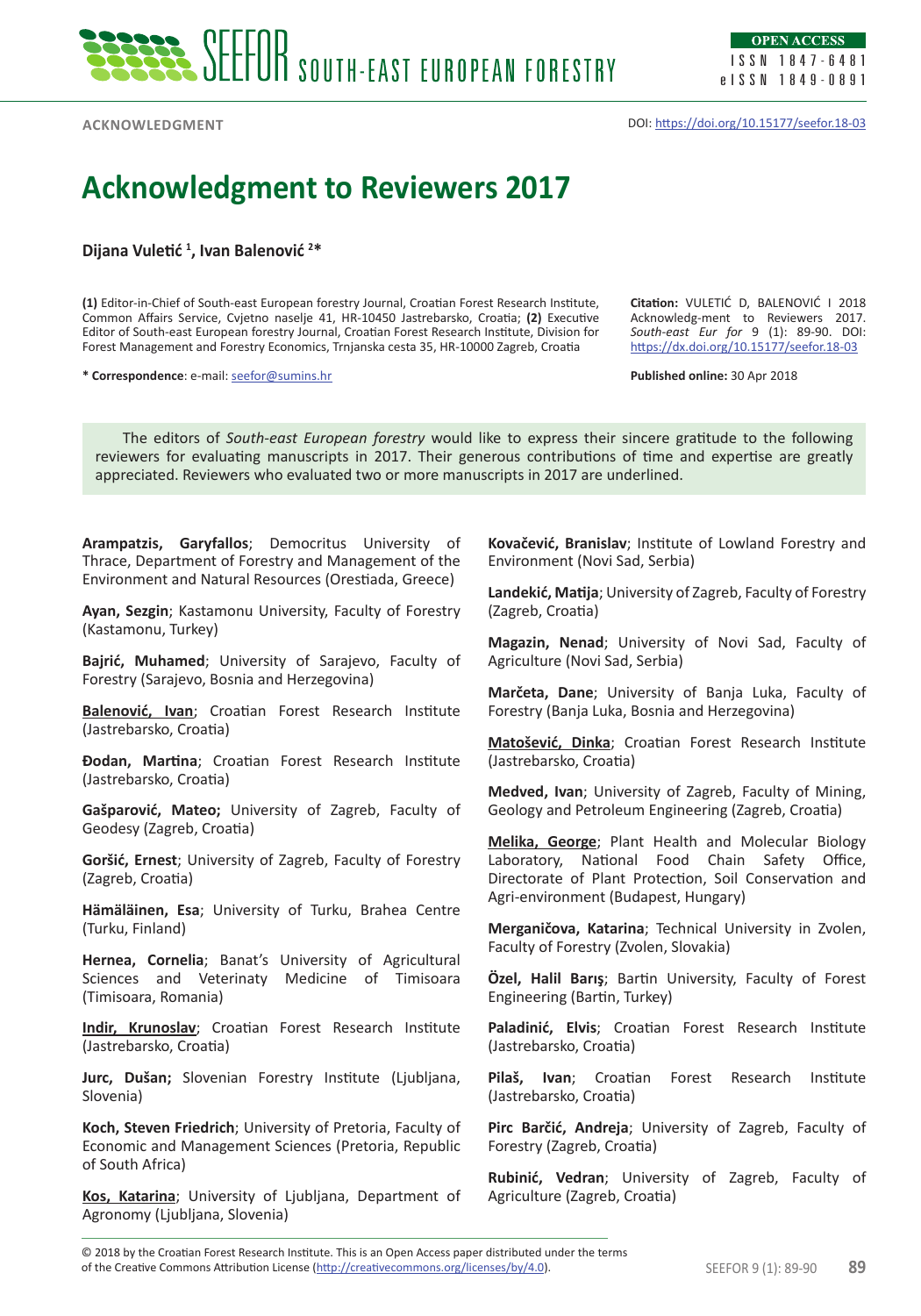ACKNOWLEDGMENT

DOI: https://doi.org/10.15177/seefor.18-03

# Acknowledgment to Reviewers 2017

**Dijana Vuletić [1], Ivan Balenović [2]***

**(1)** Editor-in-Chief of South-east European forestry Journal, Croatian Forest Research Institute, Common Affairs Service, Cvjetno naselje 41, HR-10450 Jastrebarsko, Croatia; **(2)** Executive Editor of South-east European forestry Journal, Croatian Forest Research Institute, Division for Forest Management and Forestry Economics, Trnjanska cesta 35, HR-10000 Zagreb, Croatia

**\* Correspondence**: e-mail: seefor@sumins.hr

**Citation:** VULETIĆ D, BALENOVIĆ I 2018 Acknowledg-ment to Reviewers 2017. *South-east Eur for* 9 (1): 89-90. DOI: https://dx.doi.org/10.15177/seefor.18-03

**Published online:** 30 Apr 2018

The editors of *South-east European forestry* would like to express their sincere gratitude to the following reviewers for evaluating manuscripts in 2017. Their generous contributions of time and expertise are greatly appreciated. Reviewers who evaluated two or more manuscripts in 2017 are underlined.

**Arampatzis, Garyfallos**; Democritus University of Thrace, Department of Forestry and Management of the Environment and Natural Resources (Orestiada, Greece)

**Ayan, Sezgin**; Kastamonu University, Faculty of Forestry (Kastamonu, Turkey)

**Bajrić, Muhamed**; University of Sarajevo, Faculty of Forestry (Sarajevo, Bosnia and Herzegovina)

**<u>Balenović, Ivan</u>**; Croatian Forest Research Institute (Jastrebarsko, Croatia)

**Đodan, Martina**; Croatian Forest Research Institute (Jastrebarsko, Croatia)

**Gašparović, Mateo;** University of Zagreb, Faculty of Geodesy (Zagreb, Croatia)

**Goršić, Ernest**; University of Zagreb, Faculty of Forestry (Zagreb, Croatia)

**Hämäläinen, Esa**; University of Turku, Brahea Centre (Turku, Finland)

**Hernea, Cornelia**; Banat's University of Agricultural Sciences and Veterinaty Medicine of Timisoara (Timisoara, Romania)

**<u>Indir, Krunoslav</u>**; Croatian Forest Research Institute (Jastrebarsko, Croatia)

**Jurc, Dušan;** Slovenian Forestry Institute (Ljubljana, Slovenia)

**Koch, Steven Friedrich**; University of Pretoria, Faculty of Economic and Management Sciences (Pretoria, Republic of South Africa)

**<u>Kos, Katarina</u>**; University of Ljubljana, Department of Agronomy (Ljubljana, Slovenia)

**Kovačević, Branislav**; Institute of Lowland Forestry and Environment (Novi Sad, Serbia)

**Landekić, Matija**; University of Zagreb, Faculty of Forestry (Zagreb, Croatia)

**Magazin, Nenad**; University of Novi Sad, Faculty of Agriculture (Novi Sad, Serbia)

**Marčeta, Dane**; University of Banja Luka, Faculty of Forestry (Banja Luka, Bosnia and Herzegovina)

**<u>Matošević, Dinka</u>**; Croatian Forest Research Institute (Jastrebarsko, Croatia)

**Medved, Ivan**; University of Zagreb, Faculty of Mining, Geology and Petroleum Engineering (Zagreb, Croatia)

**<u>Melika, George</u>**; Plant Health and Molecular Biology Laboratory, National Food Chain Safety Office, Directorate of Plant Protection, Soil Conservation and Agri-environment (Budapest, Hungary)

**Merganičova, Katarina**; Technical University in Zvolen, Faculty of Forestry (Zvolen, Slovakia)

**Özel, Halil Barış**; Bartin University, Faculty of Forest Engineering (Bartin, Turkey)

**Paladinić, Elvis**; Croatian Forest Research Institute (Jastrebarsko, Croatia)

**Pilaš, Ivan**; Croatian Forest Research Institute (Jastrebarsko, Croatia)

**Pirc Barčić, Andreja**; University of Zagreb, Faculty of Forestry (Zagreb, Croatia)

**Rubinić, Vedran**; University of Zagreb, Faculty of Agriculture (Zagreb, Croatia)

© 2018 by the Croatian Forest Research Institute. This is an Open Access paper distributed under the terms of the Creative Commons Attribution License (http://creativecommons.org/licenses/by/4.0).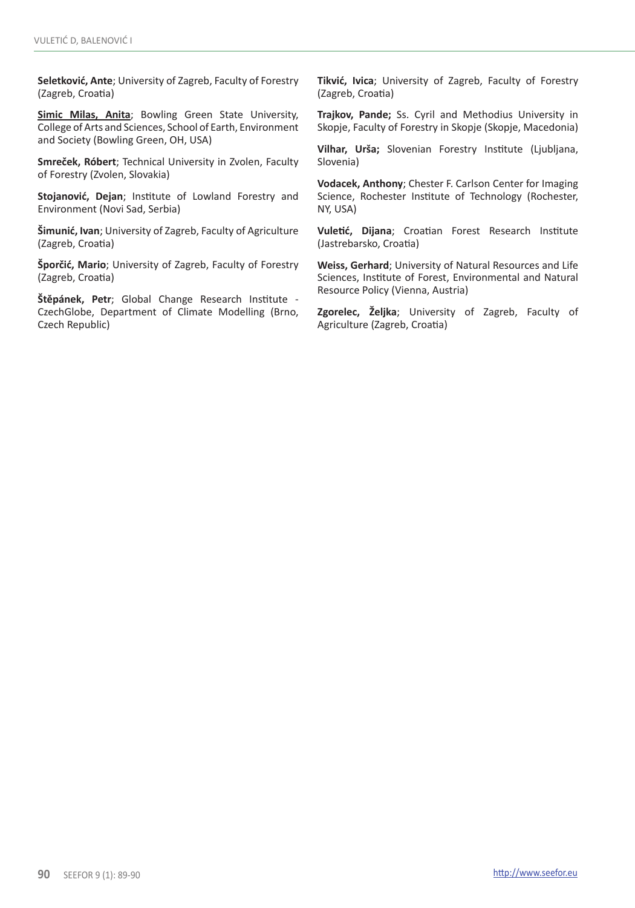**Seletković, Ante**; University of Zagreb, Faculty of Forestry (Zagreb, Croatia)

**Simic Milas, Anita**; Bowling Green State University, College of Arts and Sciences, School of Earth, Environment and Society (Bowling Green, OH, USA)

**Smreček, Róbert**; Technical University in Zvolen, Faculty of Forestry (Zvolen, Slovakia)

**Stojanović, Dejan**; Institute of Lowland Forestry and Environment (Novi Sad, Serbia)

**Šimunić, Ivan**; University of Zagreb, Faculty of Agriculture (Zagreb, Croatia)

**Šporčić, Mario**; University of Zagreb, Faculty of Forestry (Zagreb, Croatia)

**Štěpánek, Petr**; Global Change Research Institute - CzechGlobe, Department of Climate Modelling (Brno, Czech Republic)

**Tikvić, Ivica**; University of Zagreb, Faculty of Forestry (Zagreb, Croatia)

**Trajkov, Pande;** Ss. Cyril and Methodius University in Skopje, Faculty of Forestry in Skopje (Skopje, Macedonia)

**Vilhar, Urša;** Slovenian Forestry Institute (Ljubljana, Slovenia)

**Vodacek, Anthony**; Chester F. Carlson Center for Imaging Science, Rochester Institute of Technology (Rochester, NY, USA)

**Vuletić, Dijana**; Croatian Forest Research Institute (Jastrebarsko, Croatia)

**Weiss, Gerhard**; University of Natural Resources and Life Sciences, Institute of Forest, Environmental and Natural Resource Policy (Vienna, Austria)

**Zgorelec, Željka**; University of Zagreb, Faculty of Agriculture (Zagreb, Croatia)